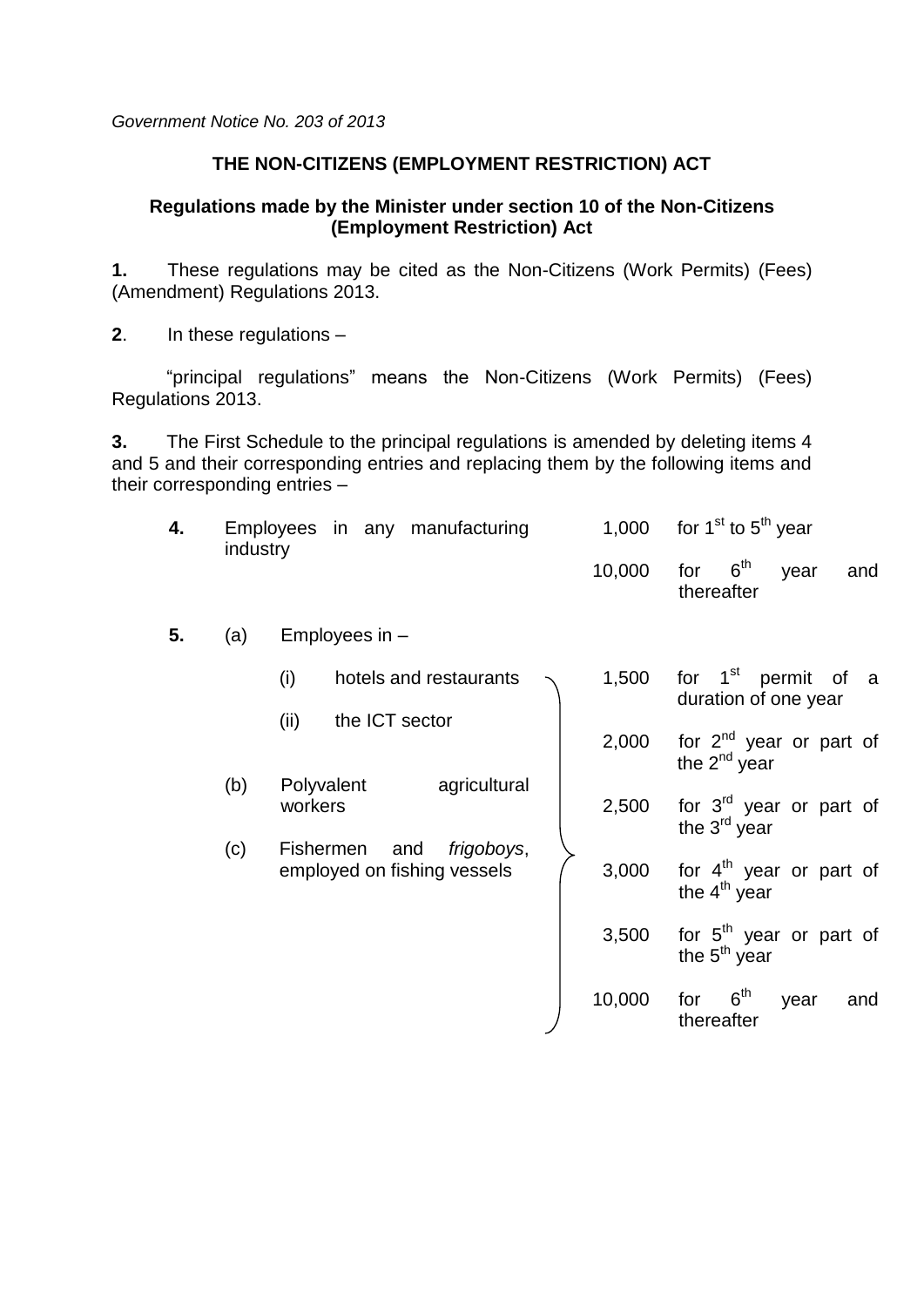*Government Notice No. 203 of 2013*

**THE NON-CITIZENS (EMPLOYMENT RESTRICTION) ACT**

**Regulations made by the Minister under section 10 of the Non-Citizens (Employment Restriction) Act**

**1.** These regulations may be cited as the Non-Citizens (Work Permits) (Fees) (Amendment) Regulations 2013.

**2**. In these regulations –

"principal regulations" means the Non-Citizens (Work Permits) (Fees) Regulations 2013.

**3.** The First Schedule to the principal regulations is amended by deleting items 4 and 5 and their corresponding entries and replacing them by the following items and their corresponding entries –

| | | |
|---|---|---|
| **4.** Employees in any manufacturing industry | 1,000 | for 1st to 5th year |
| | 10,000 | for 6th year and thereafter |
| **5.** (a) Employees in –<br>(i) hotels and restaurants<br>(ii) the ICT sector<br>(b) Polyvalent agricultural workers<br>(c) Fishermen and *frigoboys*, employed on fishing vessels | 1,500 | for 1st permit of a duration of one year |
| | 2,000 | for 2nd year or part of the 2nd year |
| | 2,500 | for 3rd year or part of the 3rd year |
| | 3,000 | for 4th year or part of the 4th year |
| | 3,500 | for 5th year or part of the 5th year |
| | 10,000 | for 6th year and thereafter |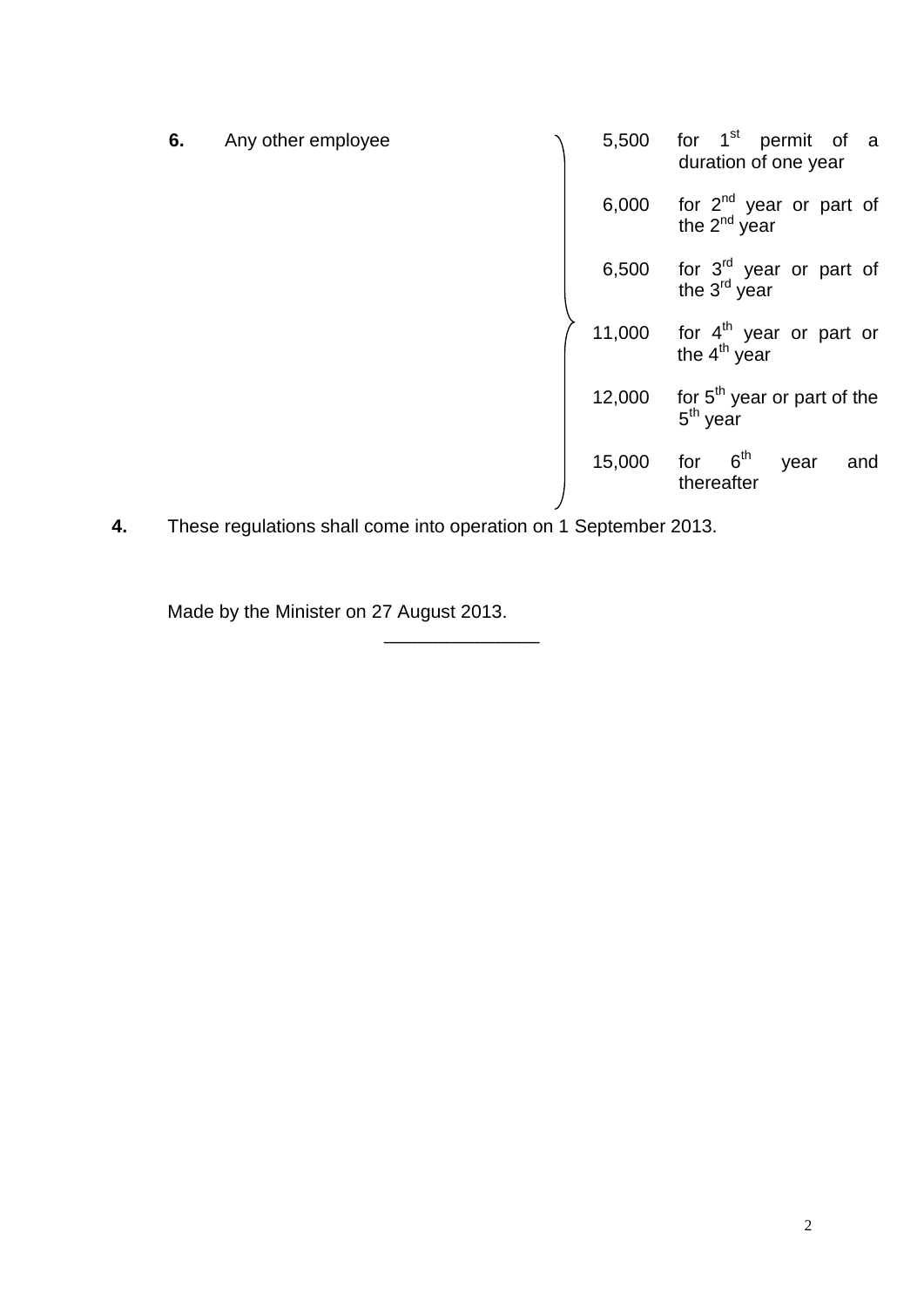| | | | |
|---|---|---|---|
| **6.** | Any other employee | 5,500 | for 1st permit of a duration of one year |
| | | 6,000 | for 2nd year or part of the 2nd year |
| | | 6,500 | for 3rd year or part of the 3rd year |
| | | 11,000 | for 4th year or part or the 4th year |
| | | 12,000 | for 5th year or part of the 5th year |
| | | 15,000 | for 6th year and thereafter |

**4.** These regulations shall come into operation on 1 September 2013.

Made by the Minister on 27 August 2013.

---